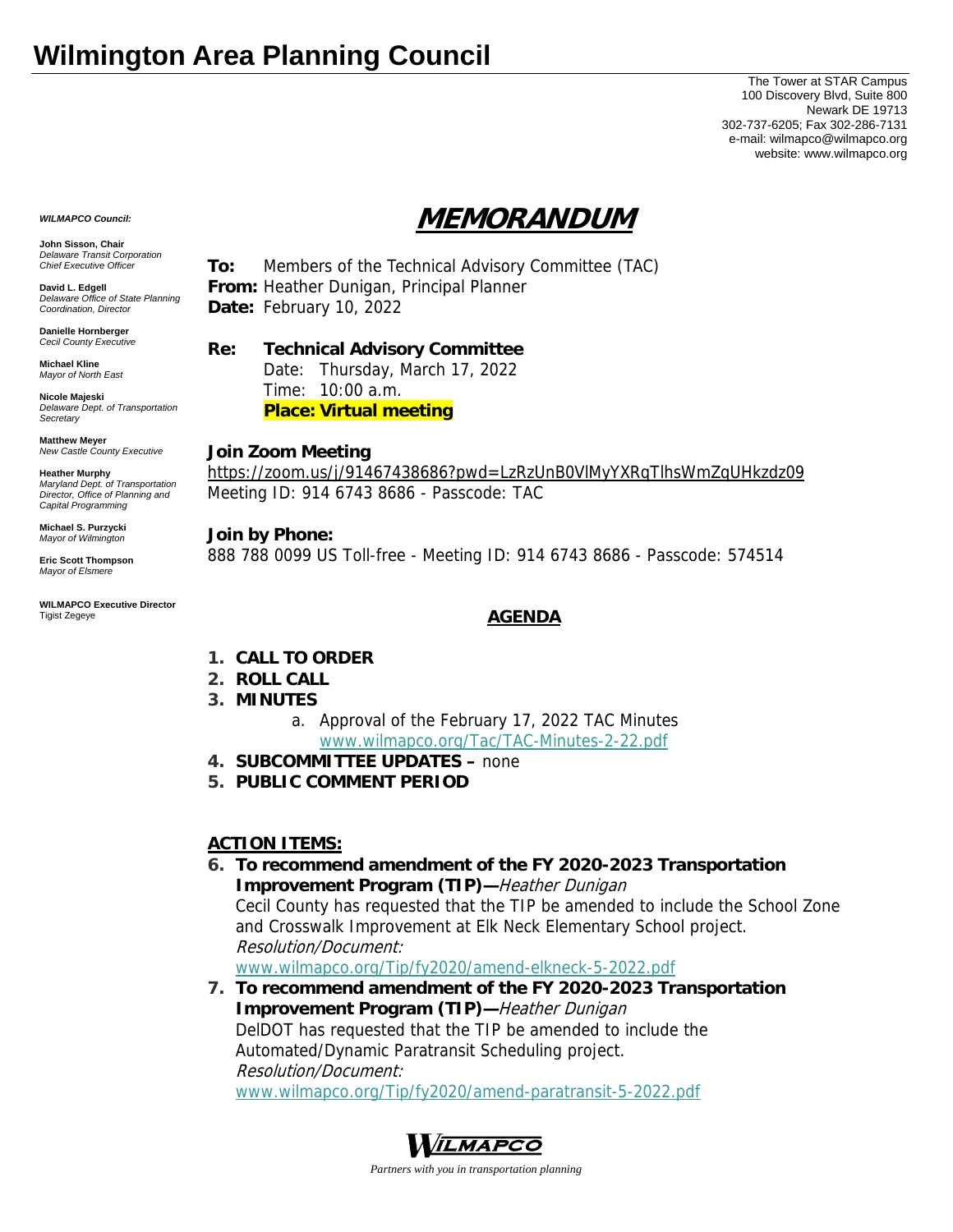# Wilmington Area Planning Council

The Tower at STAR Campus
100 Discovery Blvd, Suite 800
Newark DE 19713
302-737-6205; Fax 302-286-7131
e-mail: wilmapco@wilmapco.org
website: www.wilmapco.org

***WILMAPCO Council:***

**John Sisson, Chair**
*Delaware Transit Corporation Chief Executive Officer*

**David L. Edgell**
*Delaware Office of State Planning Coordination, Director*

**Danielle Hornberger**
*Cecil County Executive*

**Michael Kline**
*Mayor of North East*

**Nicole Majeski**
*Delaware Dept. of Transportation Secretary*

**Matthew Meyer**
*New Castle County Executive*

**Heather Murphy**
*Maryland Dept. of Transportation Director, Office of Planning and Capital Programming*

**Michael S. Purzycki**
*Mayor of Wilmington*

**Eric Scott Thompson**
*Mayor of Elsmere*

**WILMAPCO Executive Director**
Tigist Zegeye

## MEMORANDUM

**To:** Members of the Technical Advisory Committee (TAC)
**From:** Heather Dunigan, Principal Planner
**Date:** February 10, 2022

**Re: Technical Advisory Committee**
Date: Thursday, March 17, 2022
Time: 10:00 a.m.
**Place: Virtual meeting**

**Join Zoom Meeting**
https://zoom.us/j/91467438686?pwd=LzRzUnB0VlMyYXRqTlhsWmZqUHkzdz09
Meeting ID: 914 6743 8686 - Passcode: TAC

**Join by Phone:**
888 788 0099 US Toll-free - Meeting ID: 914 6743 8686 - Passcode: 574514

### AGENDA

1. **CALL TO ORDER**
2. **ROLL CALL**
3. **MINUTES**
   a. Approval of the February 17, 2022 TAC Minutes
   www.wilmapco.org/Tac/TAC-Minutes-2-22.pdf
4. **SUBCOMMITTEE UPDATES –** none
5. **PUBLIC COMMENT PERIOD**

**ACTION ITEMS:**

6. **To recommend amendment of the FY 2020-2023 Transportation Improvement Program (TIP)—***Heather Dunigan*
   Cecil County has requested that the TIP be amended to include the School Zone and Crosswalk Improvement at Elk Neck Elementary School project.
   *Resolution/Document:*
   www.wilmapco.org/Tip/fy2020/amend-elkneck-5-2022.pdf
7. **To recommend amendment of the FY 2020-2023 Transportation Improvement Program (TIP)—***Heather Dunigan*
   DelDOT has requested that the TIP be amended to include the Automated/Dynamic Paratransit Scheduling project.
   *Resolution/Document:*
   www.wilmapco.org/Tip/fy2020/amend-paratransit-5-2022.pdf

WILMAPCO
*Partners with you in transportation planning*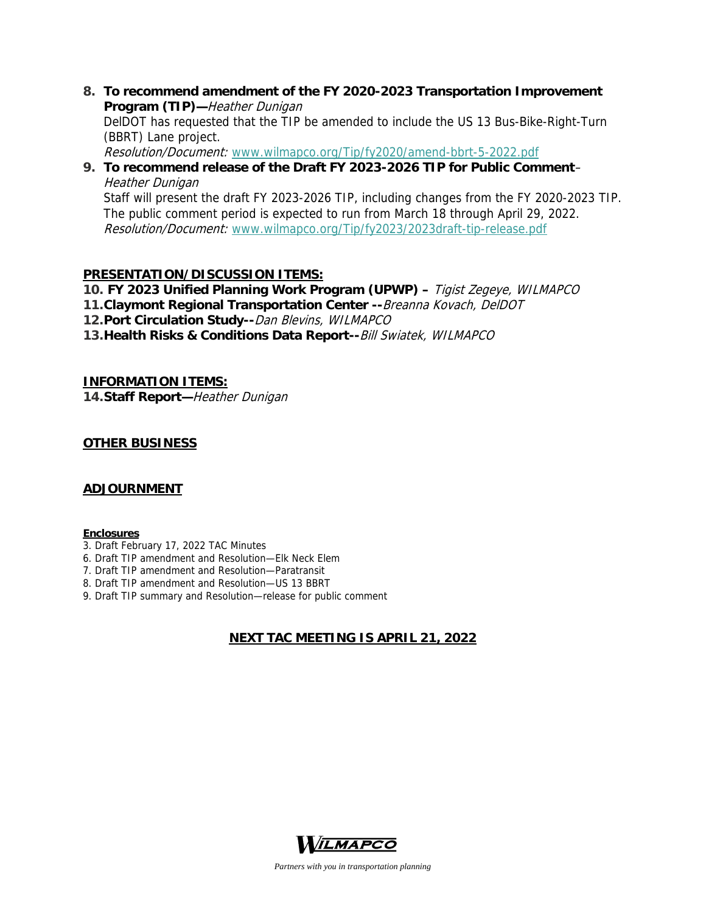8. **To recommend amendment of the FY 2020-2023 Transportation Improvement Program (TIP)—***Heather Dunigan*
   DelDOT has requested that the TIP be amended to include the US 13 Bus-Bike-Right-Turn (BBRT) Lane project.
   *Resolution/Document:* www.wilmapco.org/Tip/fy2020/amend-bbrt-5-2022.pdf
9. **To recommend release of the Draft FY 2023-2026 TIP for Public Comment**– *Heather Dunigan*
   Staff will present the draft FY 2023-2026 TIP, including changes from the FY 2020-2023 TIP. The public comment period is expected to run from March 18 through April 29, 2022.
   *Resolution/Document:* www.wilmapco.org/Tip/fy2023/2023draft-tip-release.pdf

## PRESENTATION/DISCUSSION ITEMS:

10. **FY 2023 Unified Planning Work Program (UPWP) –** *Tigist Zegeye, WILMAPCO*
11. **Claymont Regional Transportation Center --***Breanna Kovach, DelDOT*
12. **Port Circulation Study--***Dan Blevins, WILMAPCO*
13. **Health Risks & Conditions Data Report--***Bill Swiatek, WILMAPCO*

## INFORMATION ITEMS:

14. **Staff Report—***Heather Dunigan*

## OTHER BUSINESS

## ADJOURNMENT

**Enclosures**

3. Draft February 17, 2022 TAC Minutes
6. Draft TIP amendment and Resolution—Elk Neck Elem
7. Draft TIP amendment and Resolution—Paratransit
8. Draft TIP amendment and Resolution—US 13 BBRT
9. Draft TIP summary and Resolution—release for public comment

**NEXT TAC MEETING IS APRIL 21, 2022**

WILMAPCO

*Partners with you in transportation planning*